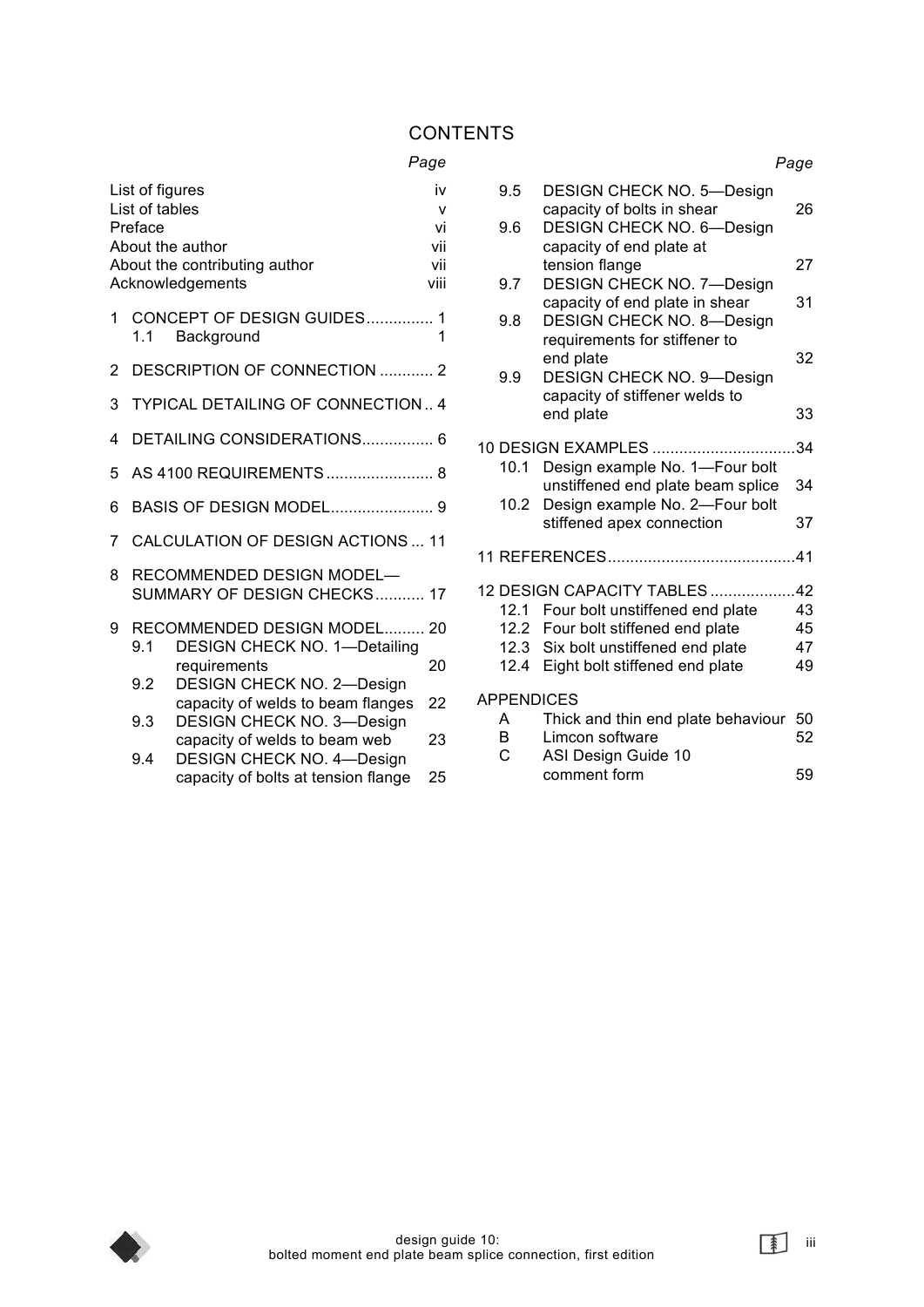# CONTENTS

| | Page |
|---|---|
| List of figures | iv |
| List of tables | v |
| Preface | vi |
| About the author | vii |
| About the contributing author | vii |
| Acknowledgements | viii |
| 1 CONCEPT OF DESIGN GUIDES | 1 |
| 1.1 Background | 1 |
| 2 DESCRIPTION OF CONNECTION | 2 |
| 3 TYPICAL DETAILING OF CONNECTION | 4 |
| 4 DETAILING CONSIDERATIONS | 6 |
| 5 AS 4100 REQUIREMENTS | 8 |
| 6 BASIS OF DESIGN MODEL | 9 |
| 7 CALCULATION OF DESIGN ACTIONS | 11 |
| 8 RECOMMENDED DESIGN MODEL—SUMMARY OF DESIGN CHECKS | 17 |
| 9 RECOMMENDED DESIGN MODEL | 20 |
| 9.1 DESIGN CHECK NO. 1—Detailing requirements | 20 |
| 9.2 DESIGN CHECK NO. 2—Design capacity of welds to beam flanges | 22 |
| 9.3 DESIGN CHECK NO. 3—Design capacity of welds to beam web | 23 |
| 9.4 DESIGN CHECK NO. 4—Design capacity of bolts at tension flange | 25 |
| 9.5 DESIGN CHECK NO. 5—Design capacity of bolts in shear | 26 |
| 9.6 DESIGN CHECK NO. 6—Design capacity of end plate at tension flange | 27 |
| 9.7 DESIGN CHECK NO. 7—Design capacity of end plate in shear | 31 |
| 9.8 DESIGN CHECK NO. 8—Design requirements for stiffener to end plate | 32 |
| 9.9 DESIGN CHECK NO. 9—Design capacity of stiffener welds to end plate | 33 |
| 10 DESIGN EXAMPLES | 34 |
| 10.1 Design example No. 1—Four bolt unstiffened end plate beam splice | 34 |
| 10.2 Design example No. 2—Four bolt stiffened apex connection | 37 |
| 11 REFERENCES | 41 |
| 12 DESIGN CAPACITY TABLES | 42 |
| 12.1 Four bolt unstiffened end plate | 43 |
| 12.2 Four bolt stiffened end plate | 45 |
| 12.3 Six bolt unstiffened end plate | 47 |
| 12.4 Eight bolt stiffened end plate | 49 |
| APPENDICES | |
| A Thick and thin end plate behaviour | 50 |
| B Limcon software | 52 |
| C ASI Design Guide 10 comment form | 59 |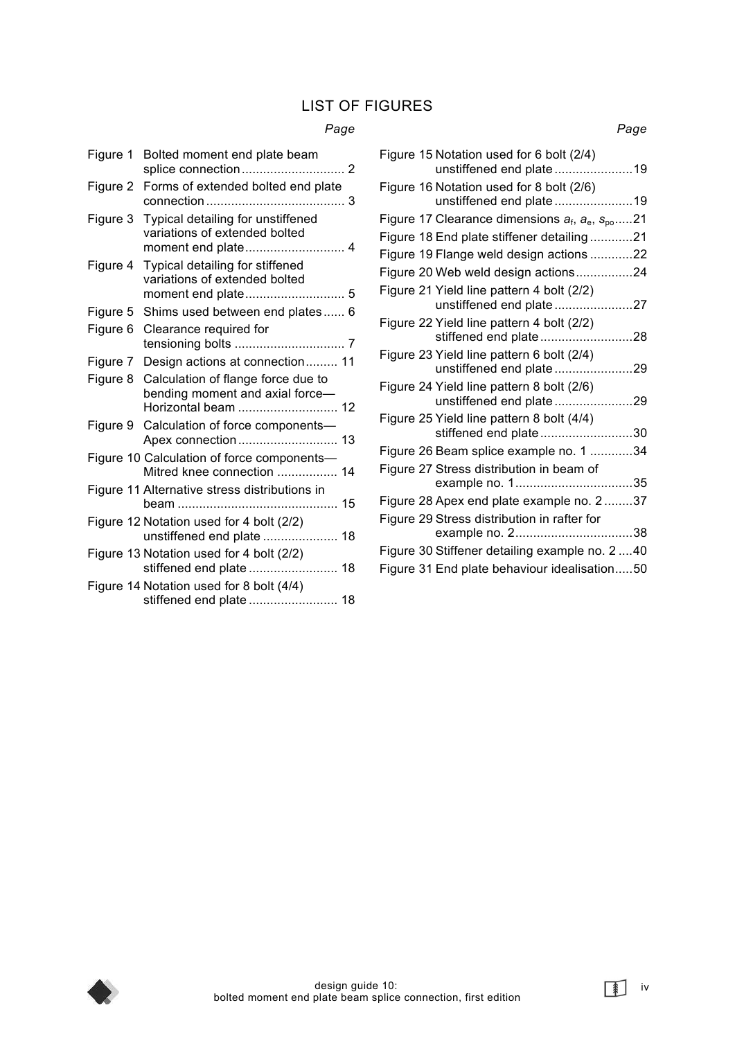# LIST OF FIGURES

| | Page |
|---|---|
| Figure 1 Bolted moment end plate beam splice connection | 2 |
| Figure 2 Forms of extended bolted end plate connection | 3 |
| Figure 3 Typical detailing for unstiffened variations of extended bolted moment end plate | 4 |
| Figure 4 Typical detailing for stiffened variations of extended bolted moment end plate | 5 |
| Figure 5 Shims used between end plates | 6 |
| Figure 6 Clearance required for tensioning bolts | 7 |
| Figure 7 Design actions at connection | 11 |
| Figure 8 Calculation of flange force due to bending moment and axial force—Horizontal beam | 12 |
| Figure 9 Calculation of force components—Apex connection | 13 |
| Figure 10 Calculation of force components—Mitred knee connection | 14 |
| Figure 11 Alternative stress distributions in beam | 15 |
| Figure 12 Notation used for 4 bolt (2/2) unstiffened end plate | 18 |
| Figure 13 Notation used for 4 bolt (2/2) stiffened end plate | 18 |
| Figure 14 Notation used for 8 bolt (4/4) stiffened end plate | 18 |
| Figure 15 Notation used for 6 bolt (2/4) unstiffened end plate | 19 |
| Figure 16 Notation used for 8 bolt (2/6) unstiffened end plate | 19 |
| Figure 17 Clearance dimensions $a_f$, $a_e$, $s_{po}$ | 21 |
| Figure 18 End plate stiffener detailing | 21 |
| Figure 19 Flange weld design actions | 22 |
| Figure 20 Web weld design actions | 24 |
| Figure 21 Yield line pattern 4 bolt (2/2) unstiffened end plate | 27 |
| Figure 22 Yield line pattern 4 bolt (2/2) stiffened end plate | 28 |
| Figure 23 Yield line pattern 6 bolt (2/4) unstiffened end plate | 29 |
| Figure 24 Yield line pattern 8 bolt (2/6) unstiffened end plate | 29 |
| Figure 25 Yield line pattern 8 bolt (4/4) stiffened end plate | 30 |
| Figure 26 Beam splice example no. 1 | 34 |
| Figure 27 Stress distribution in beam of example no. 1 | 35 |
| Figure 28 Apex end plate example no. 2 | 37 |
| Figure 29 Stress distribution in rafter for example no. 2 | 38 |
| Figure 30 Stiffener detailing example no. 2 | 40 |
| Figure 31 End plate behaviour idealisation | 50 |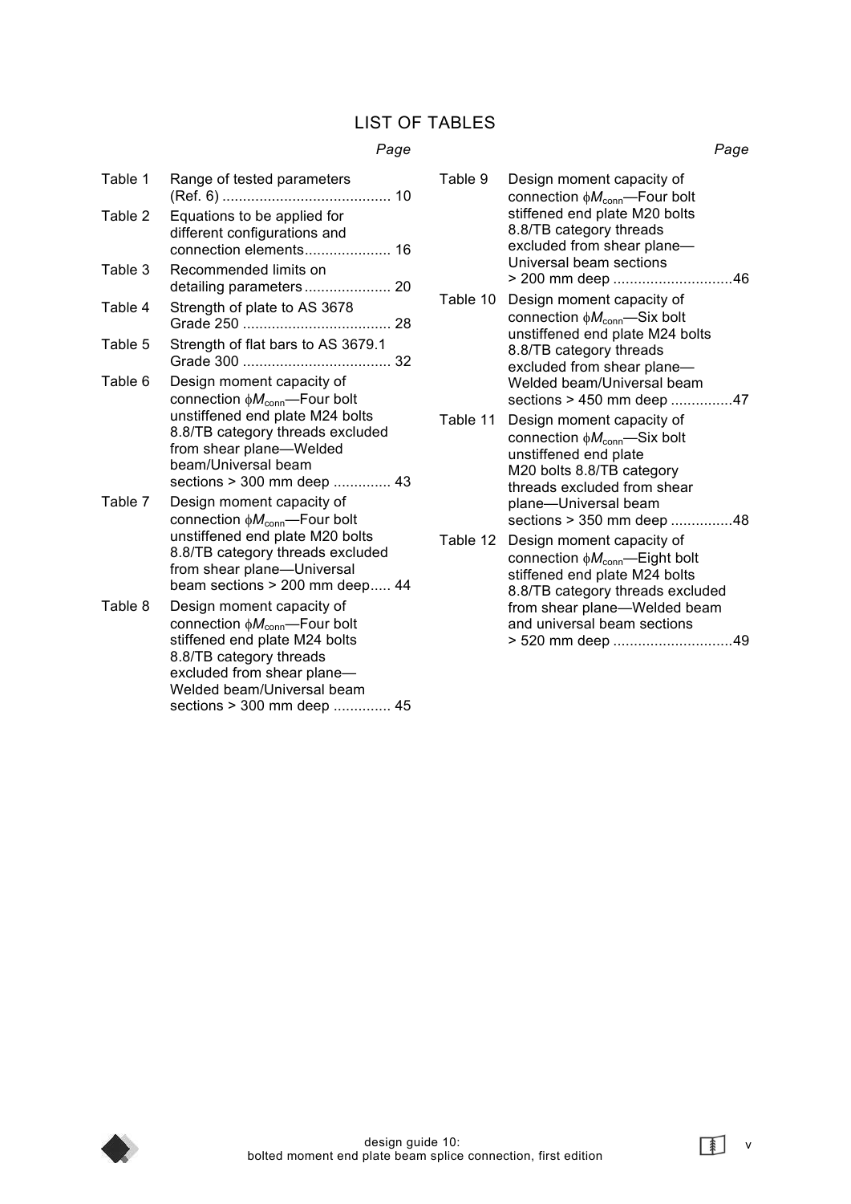# LIST OF TABLES

| | | *Page* |
|---|---|---|
| Table 1 | Range of tested parameters (Ref. 6) | 10 |
| Table 2 | Equations to be applied for different configurations and connection elements | 16 |
| Table 3 | Recommended limits on detailing parameters | 20 |
| Table 4 | Strength of plate to AS 3678 Grade 250 | 28 |
| Table 5 | Strength of flat bars to AS 3679.1 Grade 300 | 32 |
| Table 6 | Design moment capacity of connection $\phi M_{conn}$—Four bolt unstiffened end plate M24 bolts 8.8/TB category threads excluded from shear plane—Welded beam/Universal beam sections > 300 mm deep | 43 |
| Table 7 | Design moment capacity of connection $\phi M_{conn}$—Four bolt unstiffened end plate M20 bolts 8.8/TB category threads excluded from shear plane—Universal beam sections > 200 mm deep | 44 |
| Table 8 | Design moment capacity of connection $\phi M_{conn}$—Four bolt stiffened end plate M24 bolts 8.8/TB category threads excluded from shear plane—Welded beam/Universal beam sections > 300 mm deep | 45 |
| Table 9 | Design moment capacity of connection $\phi M_{conn}$—Four bolt stiffened end plate M20 bolts 8.8/TB category threads excluded from shear plane—Universal beam sections > 200 mm deep | 46 |
| Table 10 | Design moment capacity of connection $\phi M_{conn}$—Six bolt unstiffened end plate M24 bolts 8.8/TB category threads excluded from shear plane—Welded beam/Universal beam sections > 450 mm deep | 47 |
| Table 11 | Design moment capacity of connection $\phi M_{conn}$—Six bolt unstiffened end plate M20 bolts 8.8/TB category threads excluded from shear plane—Universal beam sections > 350 mm deep | 48 |
| Table 12 | Design moment capacity of connection $\phi M_{conn}$—Eight bolt stiffened end plate M24 bolts 8.8/TB category threads excluded from shear plane—Welded beam and universal beam sections > 520 mm deep | 49 |